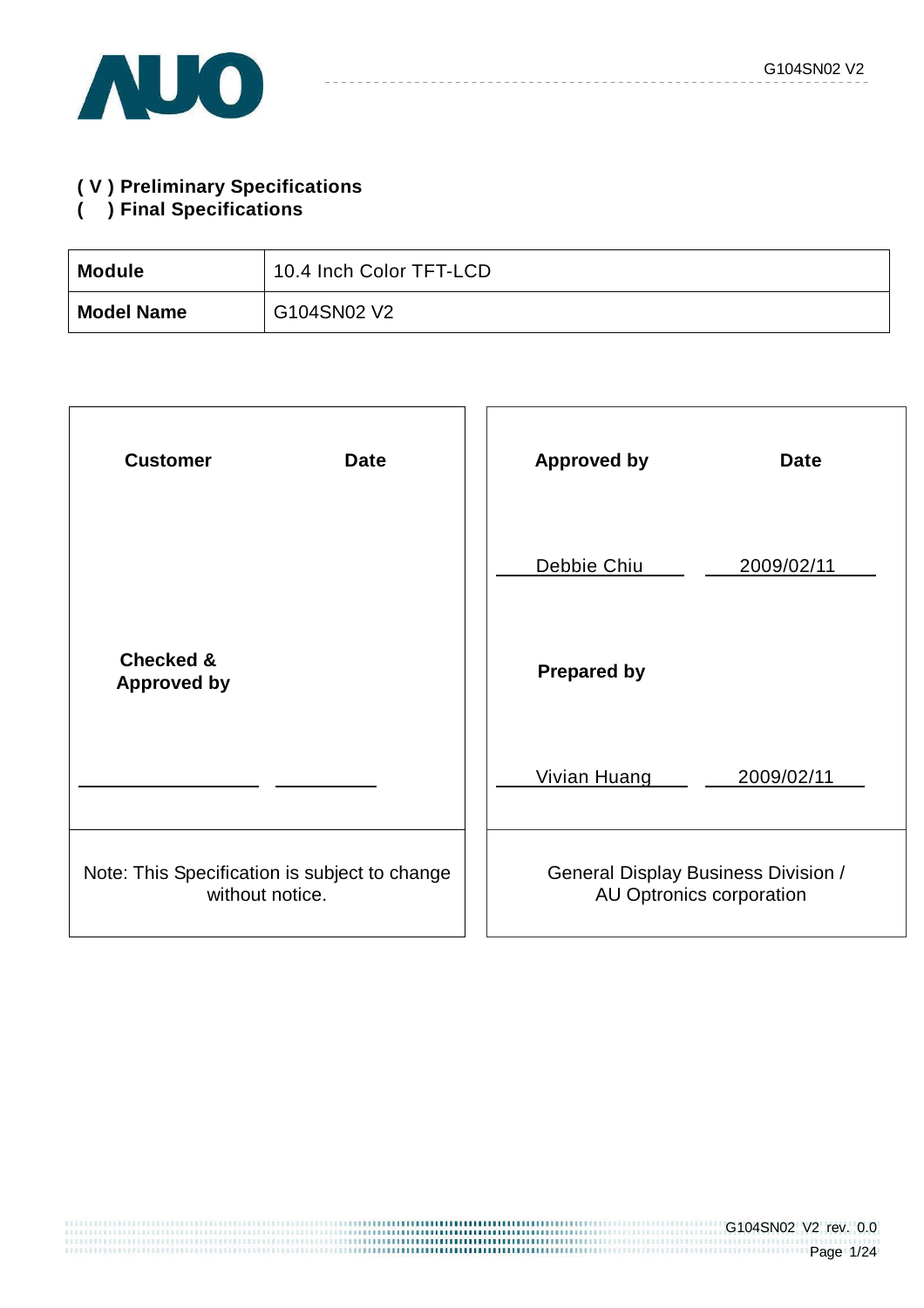**( V ) Preliminary Specifications**
**(   ) Final Specifications**

| **Module** | 10.4 Inch Color TFT-LCD |
|---|---|
| **Model Name** | G104SN02 V2 |

| **Customer** | **Date** | **Approved by** | **Date** |
|---|---|---|---|
| | | Debbie Chiu | 2009/02/11 |
| **Checked & Approved by** | | **Prepared by** | |
| | | Vivian Huang | 2009/02/11 |
| Note: This Specification is subject to change without notice. | | General Display Business Division / AU Optronics corporation | |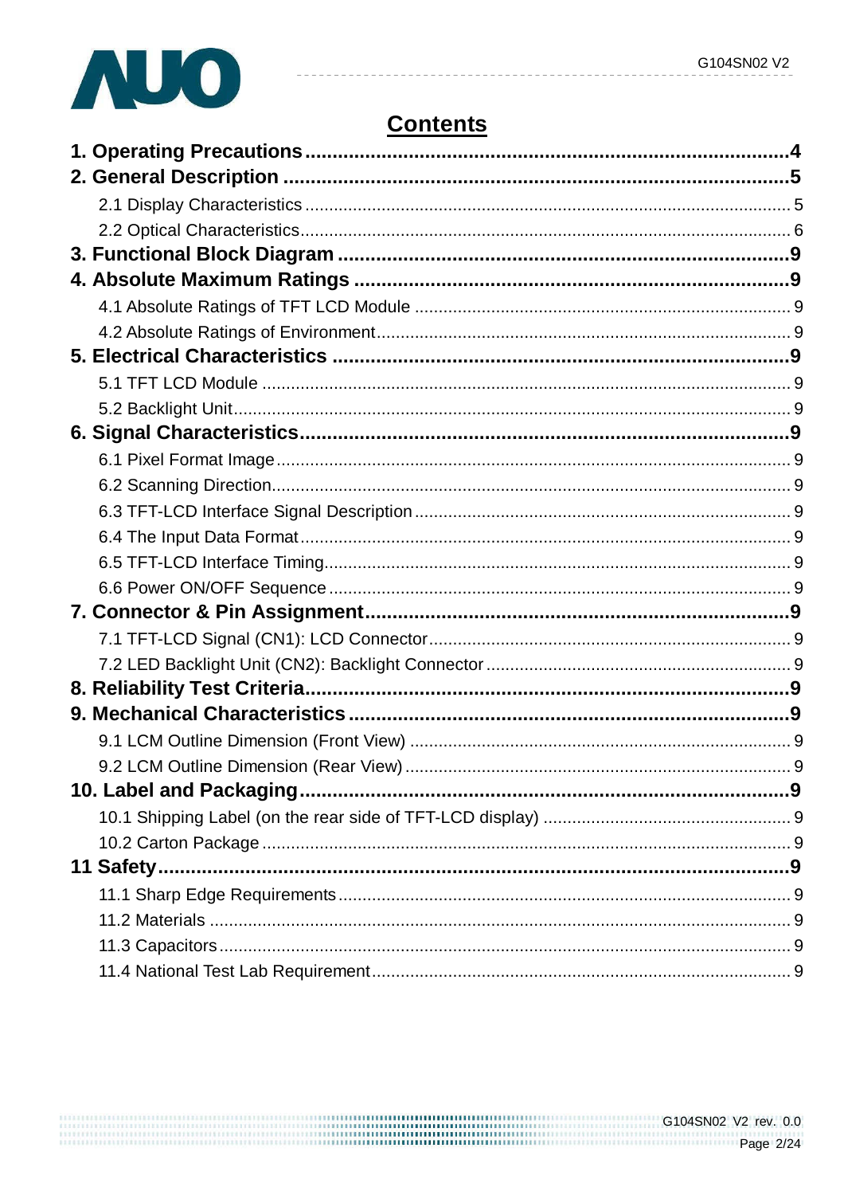# Contents

**1. Operating Precautions** .......... **4**

**2. General Description** .......... **5**

- 2.1 Display Characteristics .......... 5
- 2.2 Optical Characteristics .......... 6

**3. Functional Block Diagram** .......... **9**

**4. Absolute Maximum Ratings** .......... **9**

- 4.1 Absolute Ratings of TFT LCD Module .......... 9
- 4.2 Absolute Ratings of Environment .......... 9

**5. Electrical Characteristics** .......... **9**

- 5.1 TFT LCD Module .......... 9
- 5.2 Backlight Unit .......... 9

**6. Signal Characteristics** .......... **9**

- 6.1 Pixel Format Image .......... 9
- 6.2 Scanning Direction .......... 9
- 6.3 TFT-LCD Interface Signal Description .......... 9
- 6.4 The Input Data Format .......... 9
- 6.5 TFT-LCD Interface Timing .......... 9
- 6.6 Power ON/OFF Sequence .......... 9

**7. Connector & Pin Assignment** .......... **9**

- 7.1 TFT-LCD Signal (CN1): LCD Connector .......... 9
- 7.2 LED Backlight Unit (CN2): Backlight Connector .......... 9

**8. Reliability Test Criteria** .......... **9**

**9. Mechanical Characteristics** .......... **9**

- 9.1 LCM Outline Dimension (Front View) .......... 9
- 9.2 LCM Outline Dimension (Rear View) .......... 9

**10. Label and Packaging** .......... **9**

- 10.1 Shipping Label (on the rear side of TFT-LCD display) .......... 9
- 10.2 Carton Package .......... 9

**11 Safety** .......... **9**

- 11.1 Sharp Edge Requirements .......... 9
- 11.2 Materials .......... 9
- 11.3 Capacitors .......... 9
- 11.4 National Test Lab Requirement .......... 9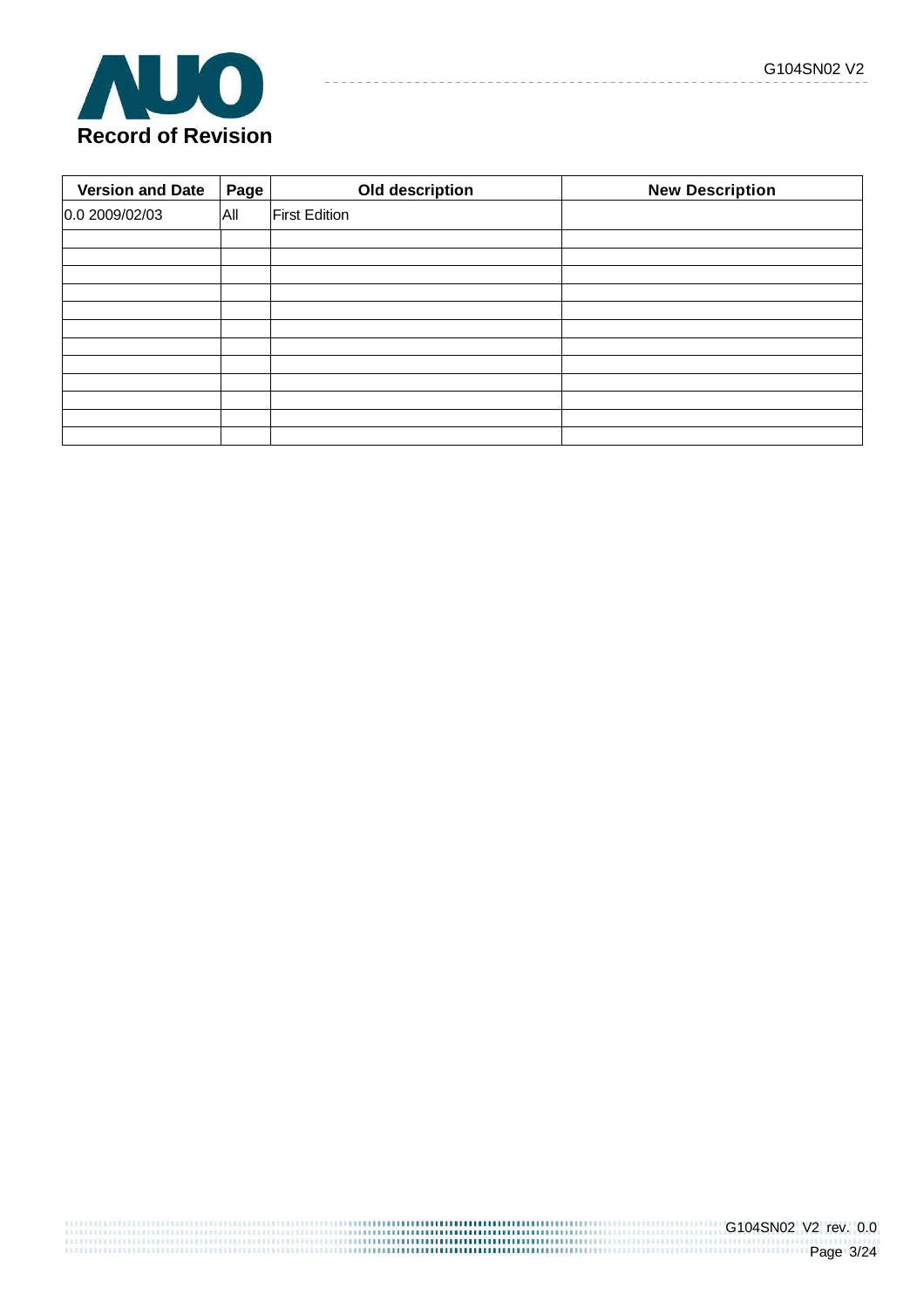# Record of Revision

| Version and Date | Page | Old description | New Description |
|---|---|---|---|
| 0.0 2009/02/03 | All | First Edition | |
| | | | |
| | | | |
| | | | |
| | | | |
| | | | |
| | | | |
| | | | |
| | | | |
| | | | |
| | | | |
| | | | |
| | | | |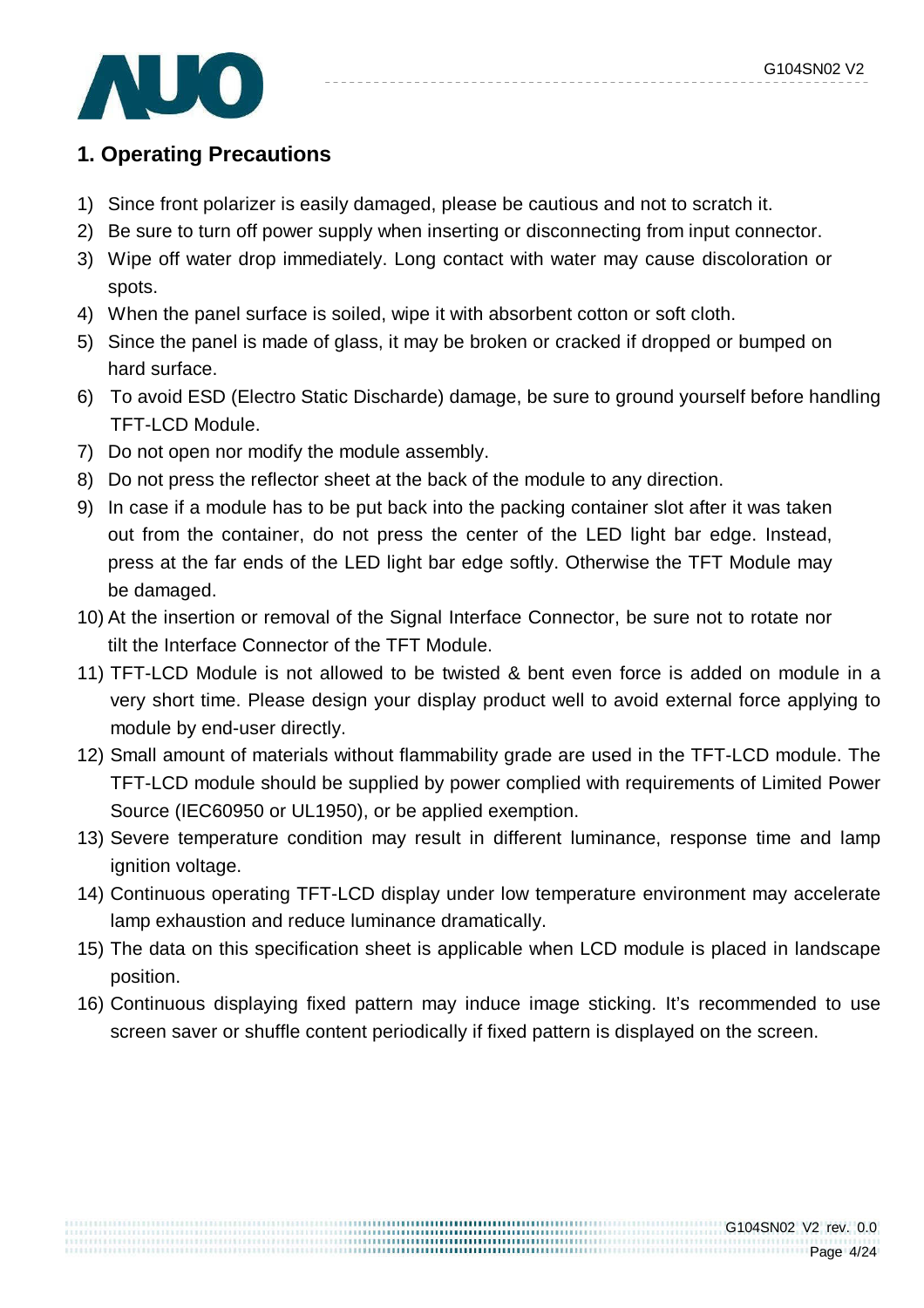## 1. Operating Precautions

1) Since front polarizer is easily damaged, please be cautious and not to scratch it.
2) Be sure to turn off power supply when inserting or disconnecting from input connector.
3) Wipe off water drop immediately. Long contact with water may cause discoloration or spots.
4) When the panel surface is soiled, wipe it with absorbent cotton or soft cloth.
5) Since the panel is made of glass, it may be broken or cracked if dropped or bumped on hard surface.
6) To avoid ESD (Electro Static Discharde) damage, be sure to ground yourself before handling TFT-LCD Module.
7) Do not open nor modify the module assembly.
8) Do not press the reflector sheet at the back of the module to any direction.
9) In case if a module has to be put back into the packing container slot after it was taken out from the container, do not press the center of the LED light bar edge. Instead, press at the far ends of the LED light bar edge softly. Otherwise the TFT Module may be damaged.
10) At the insertion or removal of the Signal Interface Connector, be sure not to rotate nor tilt the Interface Connector of the TFT Module.
11) TFT-LCD Module is not allowed to be twisted & bent even force is added on module in a very short time. Please design your display product well to avoid external force applying to module by end-user directly.
12) Small amount of materials without flammability grade are used in the TFT-LCD module. The TFT-LCD module should be supplied by power complied with requirements of Limited Power Source (IEC60950 or UL1950), or be applied exemption.
13) Severe temperature condition may result in different luminance, response time and lamp ignition voltage.
14) Continuous operating TFT-LCD display under low temperature environment may accelerate lamp exhaustion and reduce luminance dramatically.
15) The data on this specification sheet is applicable when LCD module is placed in landscape position.
16) Continuous displaying fixed pattern may induce image sticking. It's recommended to use screen saver or shuffle content periodically if fixed pattern is displayed on the screen.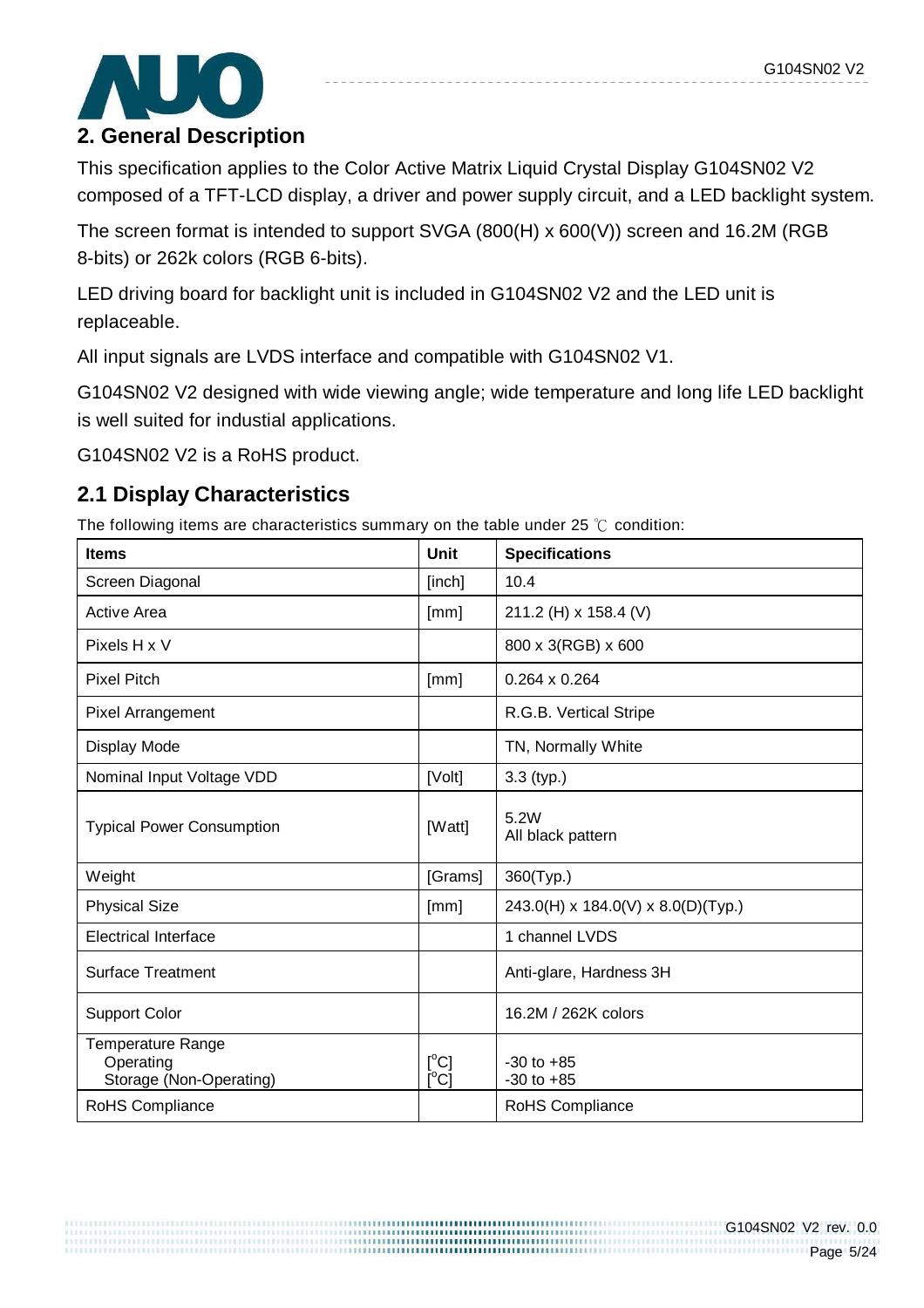## 2. General Description

This specification applies to the Color Active Matrix Liquid Crystal Display G104SN02 V2 composed of a TFT-LCD display, a driver and power supply circuit, and a LED backlight system.

The screen format is intended to support SVGA (800(H) x 600(V)) screen and 16.2M (RGB 8-bits) or 262k colors (RGB 6-bits).

LED driving board for backlight unit is included in G104SN02 V2 and the LED unit is replaceable.

All input signals are LVDS interface and compatible with G104SN02 V1.

G104SN02 V2 designed with wide viewing angle; wide temperature and long life LED backlight is well suited for industial applications.

G104SN02 V2 is a RoHS product.

### 2.1 Display Characteristics

The following items are characteristics summary on the table under 25 ℃ condition:

| **Items** | **Unit** | **Specifications** |
|---|---|---|
| Screen Diagonal | [inch] | 10.4 |
| Active Area | [mm] | 211.2 (H) x 158.4 (V) |
| Pixels H x V | | 800 x 3(RGB) x 600 |
| Pixel Pitch | [mm] | 0.264 x 0.264 |
| Pixel Arrangement | | R.G.B. Vertical Stripe |
| Display Mode | | TN, Normally White |
| Nominal Input Voltage VDD | [Volt] | 3.3 (typ.) |
| Typical Power Consumption | [Watt] | 5.2W<br>All black pattern |
| Weight | [Grams] | 360(Typ.) |
| Physical Size | [mm] | 243.0(H) x 184.0(V) x 8.0(D)(Typ.) |
| Electrical Interface | | 1 channel LVDS |
| Surface Treatment | | Anti-glare, Hardness 3H |
| Support Color | | 16.2M / 262K colors |
| Temperature Range<br>Operating<br>Storage (Non-Operating) | <br>[°C]<br>[°C] | <br>-30 to +85<br>-30 to +85 |
| RoHS Compliance | | RoHS Compliance |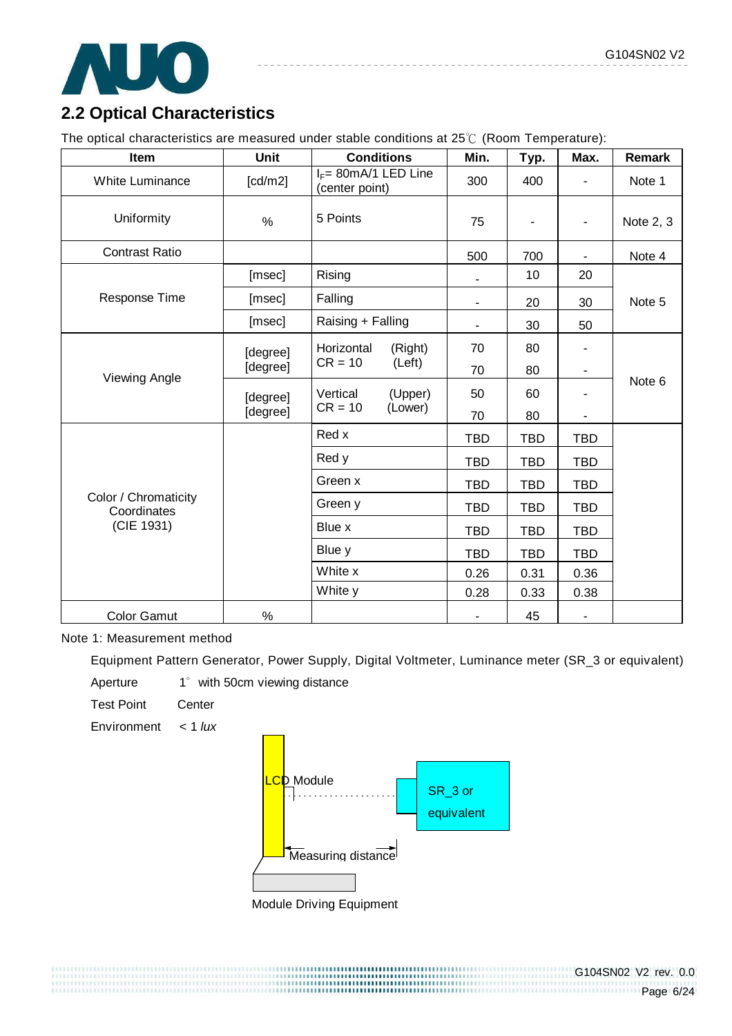## 2.2 Optical Characteristics

The optical characteristics are measured under stable conditions at 25℃ (Room Temperature):

| Item | Unit | Conditions | | Min. | Typ. | Max. | Remark |
|---|---|---|---|---|---|---|---|
| White Luminance | [cd/m2] | $I_F$= 80mA/1 LED Line (center point) | | 300 | 400 | - | Note 1 |
| Uniformity | % | 5 Points | | 75 | - | - | Note 2, 3 |
| Contrast Ratio | | | | 500 | 700 | - | Note 4 |
| Response Time | [msec] | Rising | | - | 10 | 20 | Note 5 |
| | [msec] | Falling | | - | 20 | 30 | |
| | [msec] | Raising + Falling | | - | 30 | 50 | |
| Viewing Angle | [degree] | Horizontal CR = 10 | (Right) | 70 | 80 | - | Note 6 |
| | [degree] | | (Left) | 70 | 80 | - | |
| | [degree] | Vertical CR = 10 | (Upper) | 50 | 60 | - | |
| | [degree] | | (Lower) | 70 | 80 | - | |
| Color / Chromaticity Coordinates (CIE 1931) | | Red x | | TBD | TBD | TBD | |
| | | Red y | | TBD | TBD | TBD | |
| | | Green x | | TBD | TBD | TBD | |
| | | Green y | | TBD | TBD | TBD | |
| | | Blue x | | TBD | TBD | TBD | |
| | | Blue y | | TBD | TBD | TBD | |
| | | White x | | 0.26 | 0.31 | 0.36 | |
| | | White y | | 0.28 | 0.33 | 0.38 | |
| Color Gamut | % | | | - | 45 | - | |

Note 1: Measurement method

Equipment Pattern Generator, Power Supply, Digital Voltmeter, Luminance meter (SR_3 or equivalent)

Aperture 1° with 50cm viewing distance

Test Point Center

Environment < 1 *lux*

LCD Module

SR_3 or equivalent

Measuring distance

Module Driving Equipment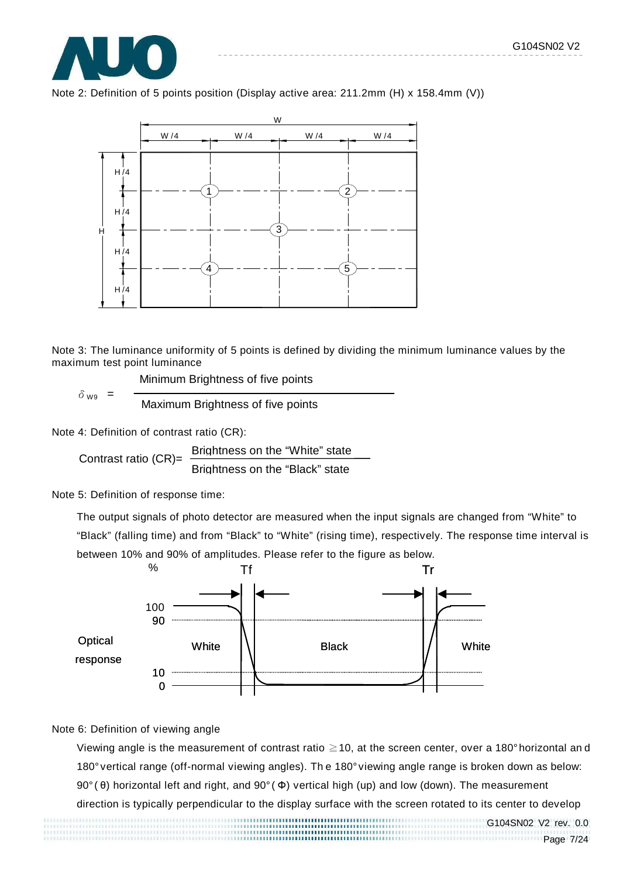Note 2: Definition of 5 points position (Display active area: 211.2mm (H) x 158.4mm (V))

Note 3: The luminance uniformity of 5 points is defined by dividing the minimum luminance values by the maximum test point luminance

$$\delta_{W9} = \frac{\text{Minimum Brightness of five points}}{\text{Maximum Brightness of five points}}$$

Note 4: Definition of contrast ratio (CR):

$$\text{Contrast ratio (CR)} = \frac{\text{Brightness on the "White" state}}{\text{Brightness on the "Black" state}}$$

Note 5: Definition of response time:

The output signals of photo detector are measured when the input signals are changed from "White" to "Black" (falling time) and from "Black" to "White" (rising time), respectively. The response time interval is between 10% and 90% of amplitudes. Please refer to the figure as below.

Note 6: Definition of viewing angle

Viewing angle is the measurement of contrast ratio ≧10, at the screen center, over a 180° horizontal and 180° vertical range (off-normal viewing angles). The 180° viewing angle range is broken down as below: 90° (θ) horizontal left and right, and 90° (Φ) vertical high (up) and low (down). The measurement direction is typically perpendicular to the display surface with the screen rotated to its center to develop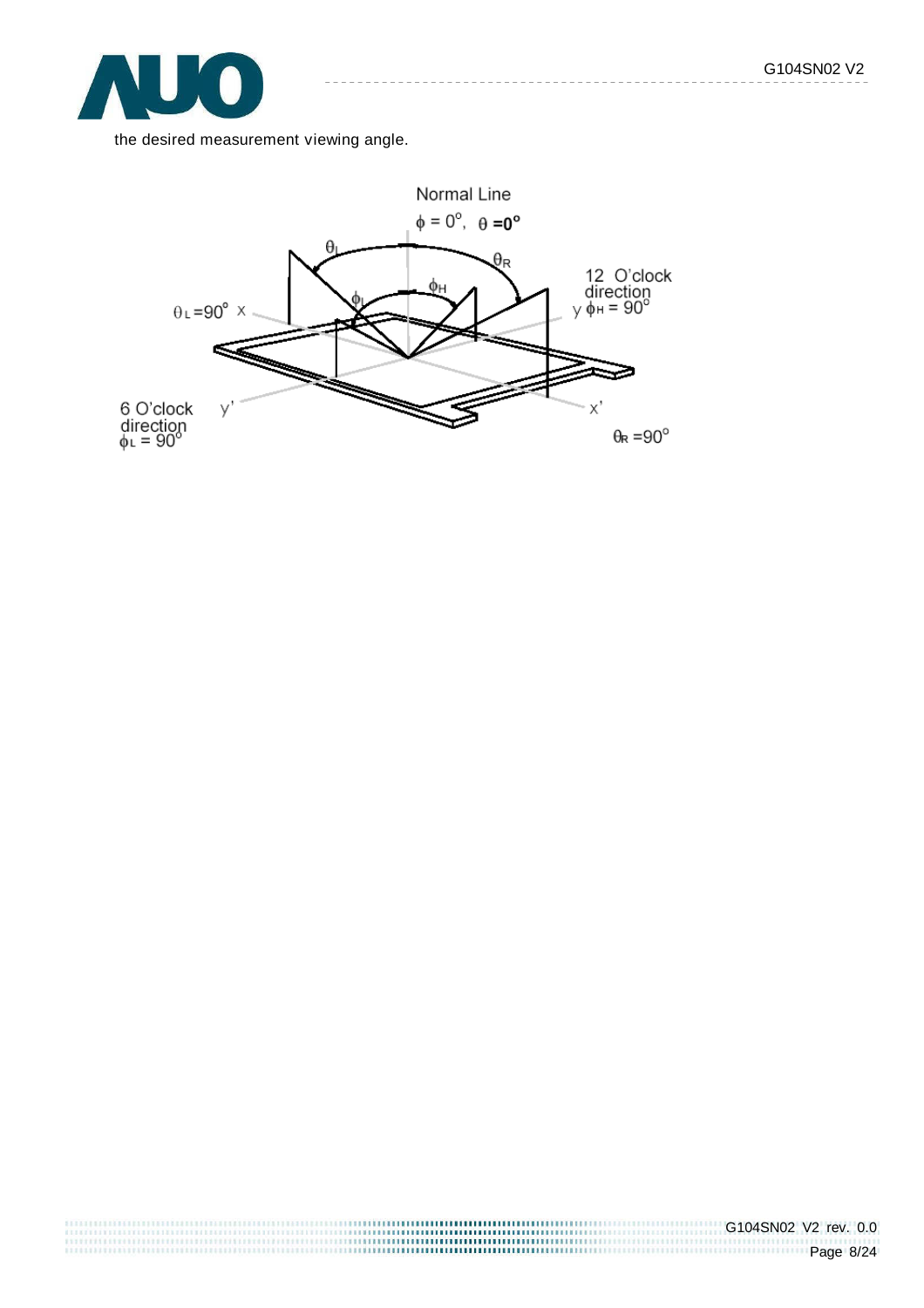the desired measurement viewing angle.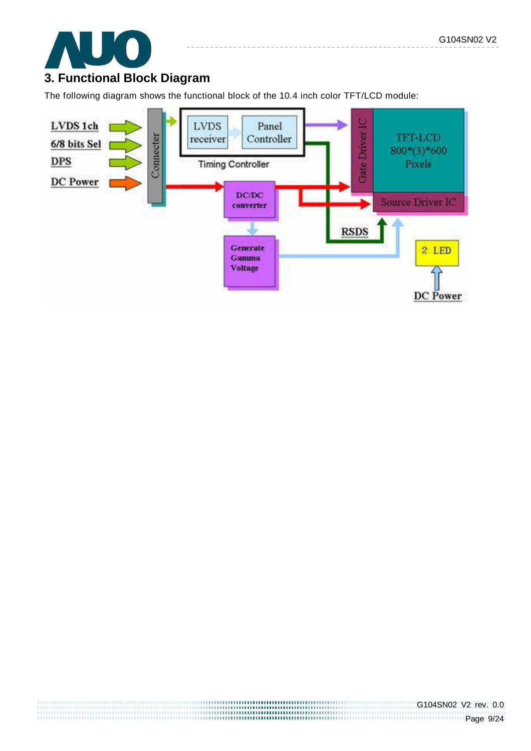# 3. Functional Block Diagram

The following diagram shows the functional block of the 10.4 inch color TFT/LCD module:

LVDS 1ch
6/8 bits Sel
DPS
DC Power

Connecter

LVDS receiver
Panel Controller
Timing Controller

Gate Driver IC
TFT-LCD 800*(3)*600 Pixels
Source Driver IC

DC/DC converter

Generate Gamma Voltage

RSDS

2 LED

DC Power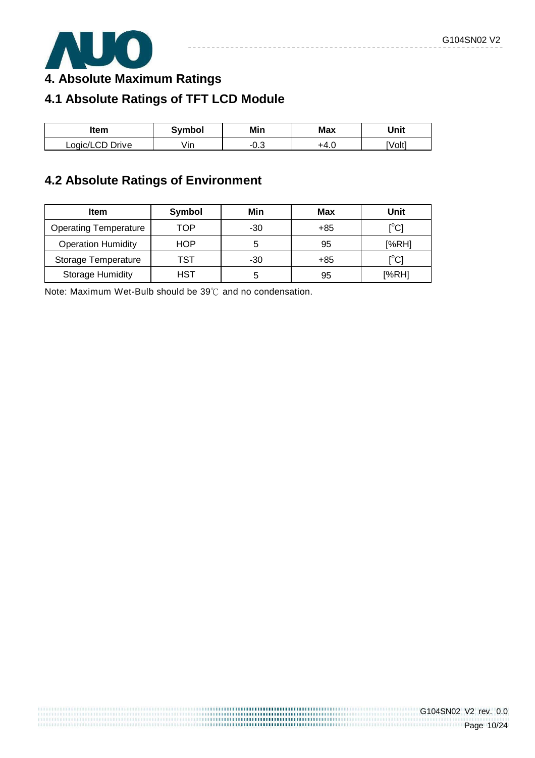# 4. Absolute Maximum Ratings

## 4.1 Absolute Ratings of TFT LCD Module

| Item | Symbol | Min | Max | Unit |
|---|---|---|---|---|
| Logic/LCD Drive | Vin | -0.3 | +4.0 | [Volt] |

## 4.2 Absolute Ratings of Environment

| Item | Symbol | Min | Max | Unit |
|---|---|---|---|---|
| Operating Temperature | TOP | -30 | +85 | [$^o$C] |
| Operation Humidity | HOP | 5 | 95 | [%RH] |
| Storage Temperature | TST | -30 | +85 | [$^o$C] |
| Storage Humidity | HST | 5 | 95 | [%RH] |

Note: Maximum Wet-Bulb should be 39℃ and no condensation.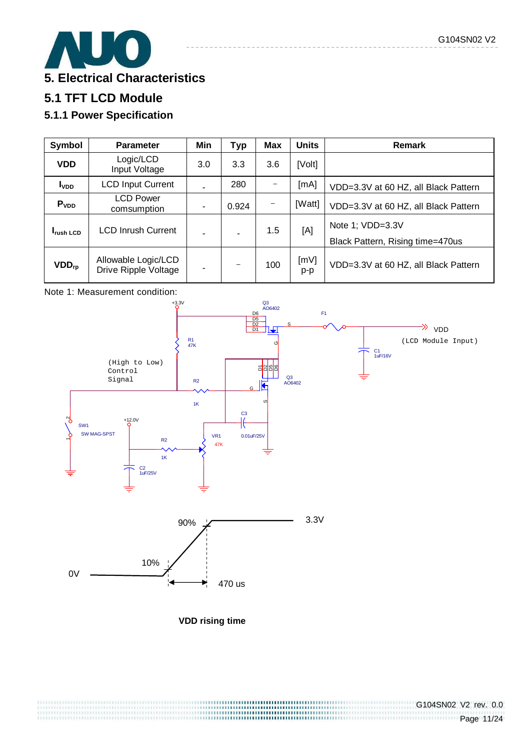# 5. Electrical Characteristics

## 5.1 TFT LCD Module

### 5.1.1 Power Specification

| Symbol | Parameter | Min | Typ | Max | Units | Remark |
|---|---|---|---|---|---|---|
| VDD | Logic/LCD Input Voltage | 3.0 | 3.3 | 3.6 | [Volt] | |
| $I_{VDD}$ | LCD Input Current | - | 280 | – | [mA] | VDD=3.3V at 60 HZ, all Black Pattern |
| $P_{VDD}$ | LCD Power comsumption | - | 0.924 | – | [Watt] | VDD=3.3V at 60 HZ, all Black Pattern |
| $I_{rush\ LCD}$ | LCD Inrush Current | - | - | 1.5 | [A] | Note 1; VDD=3.3V Black Pattern, Rising time=470us |
| $VDD_{rp}$ | Allowable Logic/LCD Drive Ripple Voltage | - | – | 100 | [mV] p-p | VDD=3.3V at 60 HZ, all Black Pattern |

Note 1: Measurement condition:

VDD rising time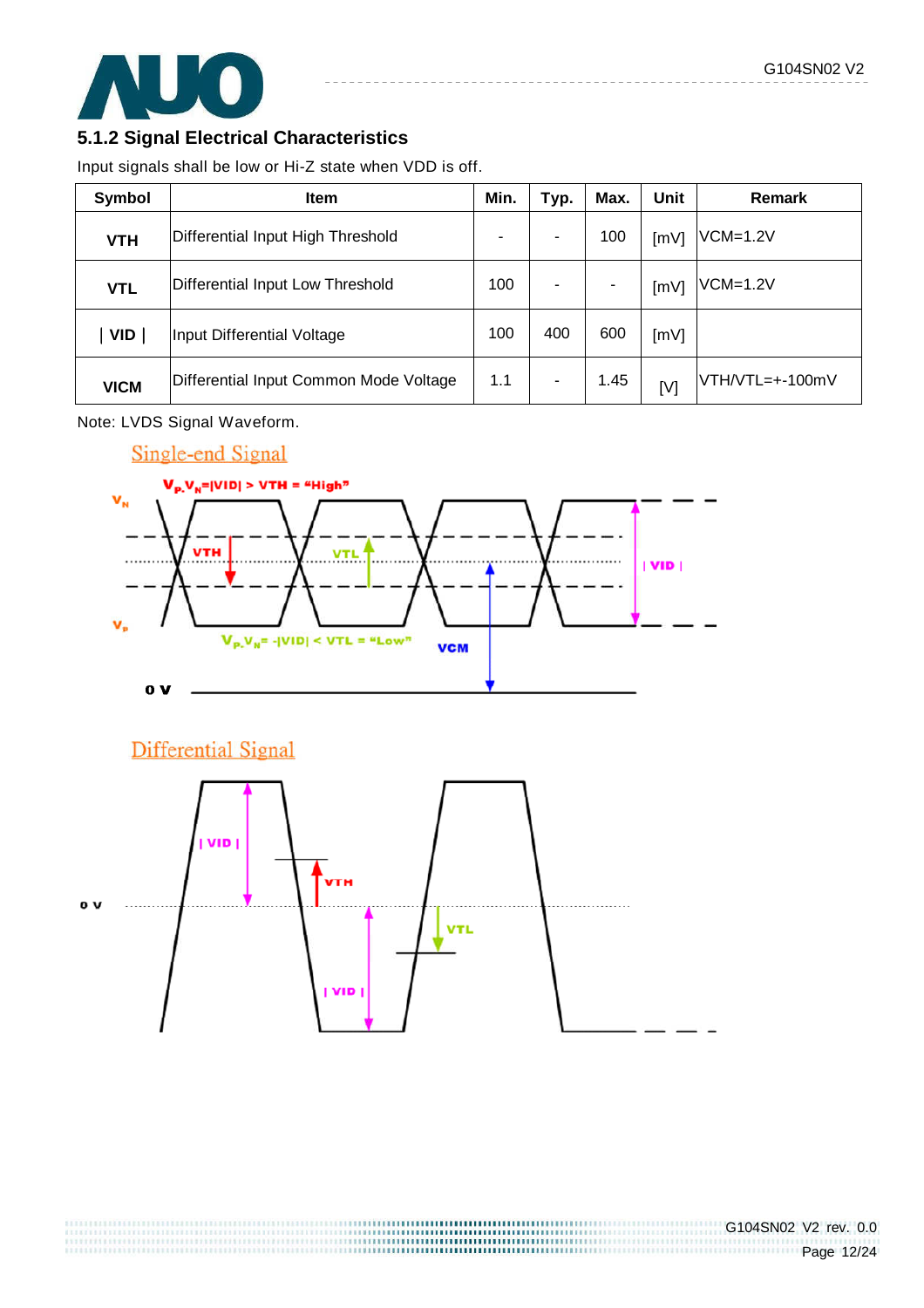### 5.1.2 Signal Electrical Characteristics

Input signals shall be low or Hi-Z state when VDD is off.

| Symbol | Item | Min. | Typ. | Max. | Unit | Remark |
|---|---|---|---|---|---|---|
| VTH | Differential Input High Threshold | - | - | 100 | [mV] | VCM=1.2V |
| VTL | Differential Input Low Threshold | 100 | - | - | [mV] | VCM=1.2V |
| \| VID \| | Input Differential Voltage | 100 | 400 | 600 | [mV] | |
| VICM | Differential Input Common Mode Voltage | 1.1 | - | 1.45 | [V] | VTH/VTL=+-100mV |

Note: LVDS Signal Waveform.

Single-end Signal

$V_P$-$V_N$=|VID| > VTH = "High"

$V_P$-$V_N$= -|VID| < VTL = "Low"

Differential Signal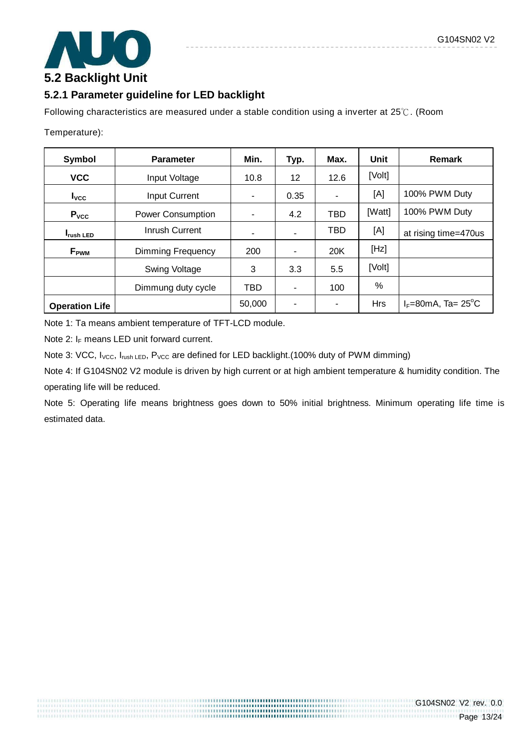## 5.2 Backlight Unit

### 5.2.1 Parameter guideline for LED backlight

Following characteristics are measured under a stable condition using a inverter at 25℃. (Room Temperature):

| Symbol | Parameter | Min. | Typ. | Max. | Unit | Remark |
|---|---|---|---|---|---|---|
| **VCC** | Input Voltage | 10.8 | 12 | 12.6 | [Volt] | |
| $I_{VCC}$ | Input Current | - | 0.35 | - | [A] | 100% PWM Duty |
| $P_{VCC}$ | Power Consumption | - | 4.2 | TBD | [Watt] | 100% PWM Duty |
| $I_{rush\ LED}$ | Inrush Current | - | - | TBD | [A] | at rising time=470us |
| $F_{PWM}$ | Dimming Frequency | 200 | - | 20K | [Hz] | |
| | Swing Voltage | 3 | 3.3 | 5.5 | [Volt] | |
| | Dimmung duty cycle | TBD | - | 100 | % | |
| **Operation Life** | | 50,000 | - | - | Hrs | $I_F$=80mA, Ta= 25°C |

Note 1: Ta means ambient temperature of TFT-LCD module.

Note 2: $I_F$ means LED unit forward current.

Note 3: VCC, $I_{VCC}$, $I_{rush\ LED}$, $P_{VCC}$ are defined for LED backlight.(100% duty of PWM dimming)

Note 4: If G104SN02 V2 module is driven by high current or at high ambient temperature & humidity condition. The operating life will be reduced.

Note 5: Operating life means brightness goes down to 50% initial brightness. Minimum operating life time is estimated data.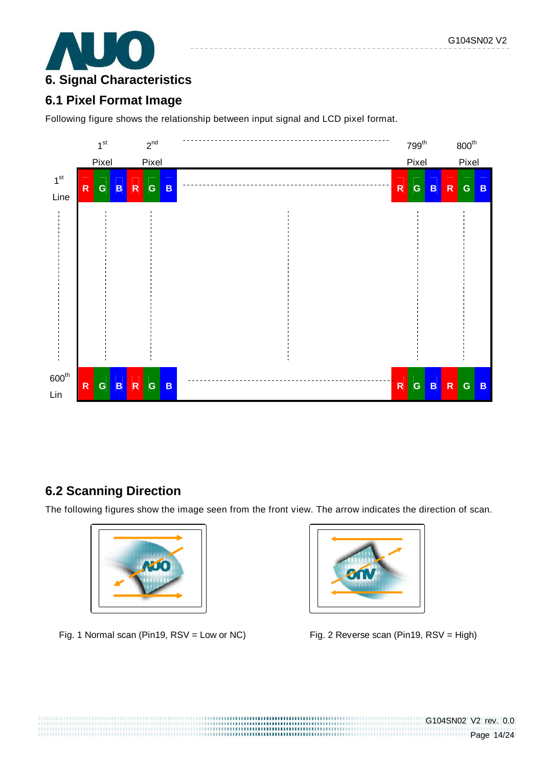# 6. Signal Characteristics

## 6.1 Pixel Format Image

Following figure shows the relationship between input signal and LCD pixel format.

|  | 1st Pixel | | | 2nd Pixel | | | ... | 799th Pixel | | | 800th Pixel | | |
|---|---|---|---|---|---|---|---|---|---|---|---|---|---|
| 1st Line | R | G | B | R | G | B | ... | R | G | B | R | G | B |
| ⋮ | | | | | | | | | | | | | |
| 600th Lin | R | G | B | R | G | B | ... | R | G | B | R | G | B |

## 6.2 Scanning Direction

The following figures show the image seen from the front view. The arrow indicates the direction of scan.

Fig. 1 Normal scan (Pin19, RSV = Low or NC)

Fig. 2 Reverse scan (Pin19, RSV = High)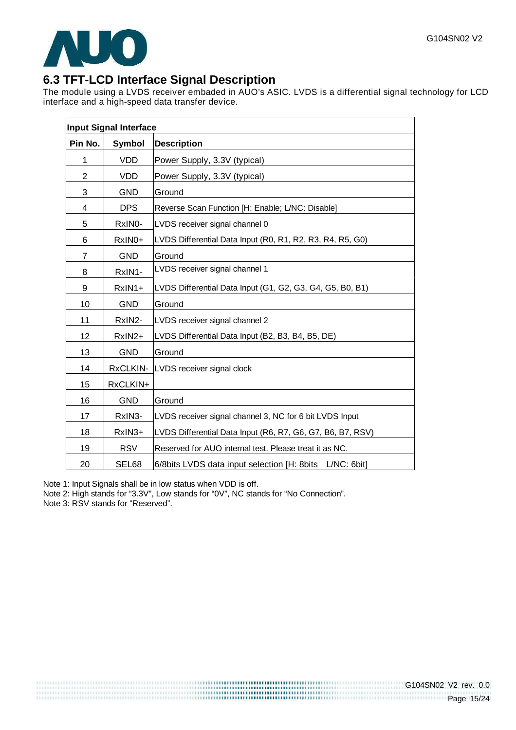## 6.3 TFT-LCD Interface Signal Description

The module using a LVDS receiver embaded in AUO's ASIC. LVDS is a differential signal technology for LCD interface and a high-speed data transfer device.

| Input Signal Interface | | |
|---|---|---|
| **Pin No.** | **Symbol** | **Description** |
| 1 | VDD | Power Supply, 3.3V (typical) |
| 2 | VDD | Power Supply, 3.3V (typical) |
| 3 | GND | Ground |
| 4 | DPS | Reverse Scan Function [H: Enable; L/NC: Disable] |
| 5 | RxIN0- | LVDS receiver signal channel 0 |
| 6 | RxIN0+ | LVDS Differential Data Input (R0, R1, R2, R3, R4, R5, G0) |
| 7 | GND | Ground |
| 8 | RxIN1- | LVDS receiver signal channel 1 |
| 9 | RxIN1+ | LVDS Differential Data Input (G1, G2, G3, G4, G5, B0, B1) |
| 10 | GND | Ground |
| 11 | RxIN2- | LVDS receiver signal channel 2 |
| 12 | RxIN2+ | LVDS Differential Data Input (B2, B3, B4, B5, DE) |
| 13 | GND | Ground |
| 14 | RxCLKIN- | LVDS receiver signal clock |
| 15 | RxCLKIN+ | |
| 16 | GND | Ground |
| 17 | RxIN3- | LVDS receiver signal channel 3, NC for 6 bit LVDS Input |
| 18 | RxIN3+ | LVDS Differential Data Input (R6, R7, G6, G7, B6, B7, RSV) |
| 19 | RSV | Reserved for AUO internal test. Please treat it as NC. |
| 20 | SEL68 | 6/8bits LVDS data input selection [H: 8bits L/NC: 6bit] |

Note 1: Input Signals shall be in low status when VDD is off.
Note 2: High stands for "3.3V", Low stands for "0V", NC stands for "No Connection".
Note 3: RSV stands for "Reserved".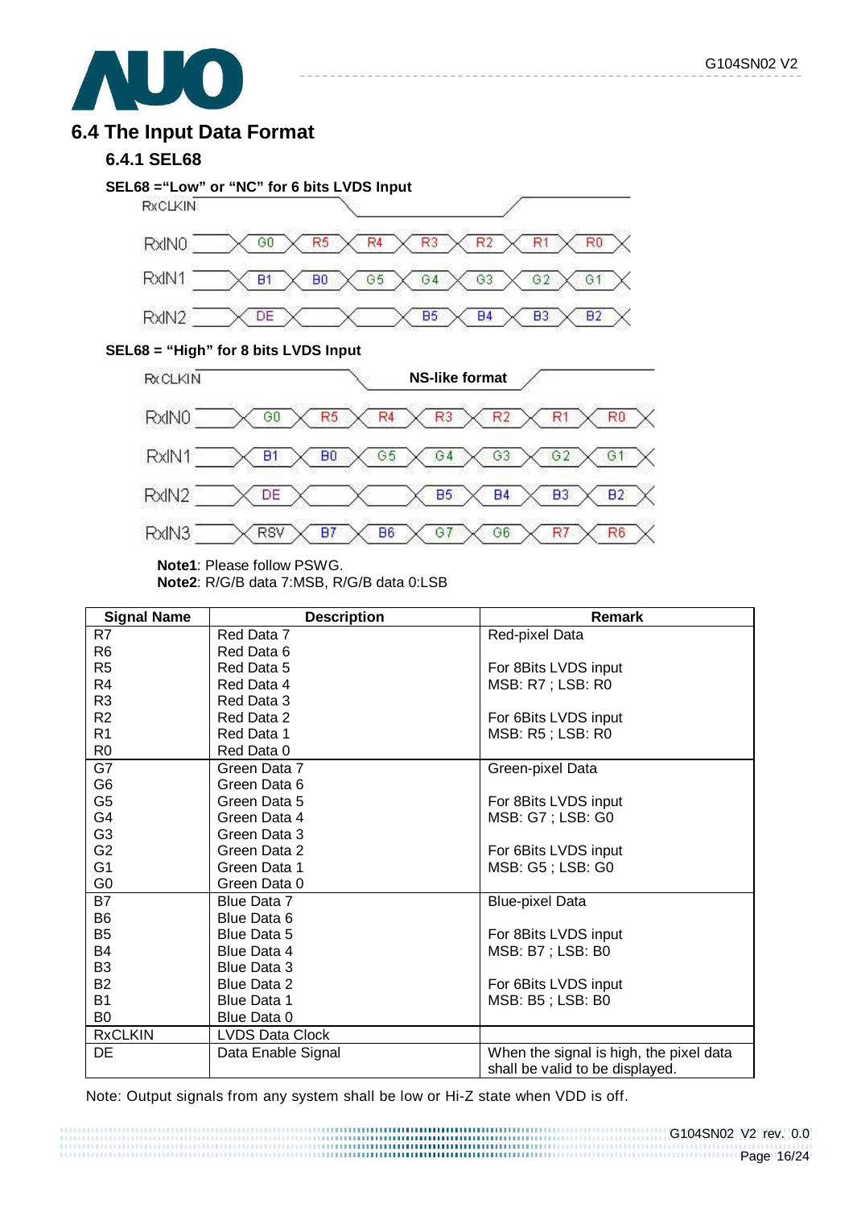## 6.4 The Input Data Format

### 6.4.1 SEL68

**SEL68 ="Low" or "NC" for 6 bits LVDS Input**

| RxCLKIN | | | | | | | |
|---|---|---|---|---|---|---|---|
| RxIN0 | G0 | R5 | R4 | R3 | R2 | R1 | R0 |
| RxIN1 | B1 | B0 | G5 | G4 | G3 | G2 | G1 |
| RxIN2 | DE | | | B5 | B4 | B3 | B2 |

**SEL68 = "High" for 8 bits LVDS Input**

**NS-like format**

| RxCLKIN | | | | | | | |
|---|---|---|---|---|---|---|---|
| RxIN0 | G0 | R5 | R4 | R3 | R2 | R1 | R0 |
| RxIN1 | B1 | B0 | G5 | G4 | G3 | G2 | G1 |
| RxIN2 | DE | | | B5 | B4 | B3 | B2 |
| RxIN3 | RSV | B7 | B6 | G7 | G6 | R7 | R6 |

**Note1**: Please follow PSWG.
**Note2**: R/G/B data 7:MSB, R/G/B data 0:LSB

| Signal Name | Description | Remark |
|---|---|---|
| R7<br>R6<br>R5<br>R4<br>R3<br>R2<br>R1<br>R0 | Red Data 7<br>Red Data 6<br>Red Data 5<br>Red Data 4<br>Red Data 3<br>Red Data 2<br>Red Data 1<br>Red Data 0 | Red-pixel Data<br><br>For 8Bits LVDS input<br>MSB: R7 ; LSB: R0<br><br>For 6Bits LVDS input<br>MSB: R5 ; LSB: R0 |
| G7<br>G6<br>G5<br>G4<br>G3<br>G2<br>G1<br>G0 | Green Data 7<br>Green Data 6<br>Green Data 5<br>Green Data 4<br>Green Data 3<br>Green Data 2<br>Green Data 1<br>Green Data 0 | Green-pixel Data<br><br>For 8Bits LVDS input<br>MSB: G7 ; LSB: G0<br><br>For 6Bits LVDS input<br>MSB: G5 ; LSB: G0 |
| B7<br>B6<br>B5<br>B4<br>B3<br>B2<br>B1<br>B0 | Blue Data 7<br>Blue Data 6<br>Blue Data 5<br>Blue Data 4<br>Blue Data 3<br>Blue Data 2<br>Blue Data 1<br>Blue Data 0 | Blue-pixel Data<br><br>For 8Bits LVDS input<br>MSB: B7 ; LSB: B0<br><br>For 6Bits LVDS input<br>MSB: B5 ; LSB: B0 |
| RxCLKIN | LVDS Data Clock | |
| DE | Data Enable Signal | When the signal is high, the pixel data shall be valid to be displayed. |

Note: Output signals from any system shall be low or Hi-Z state when VDD is off.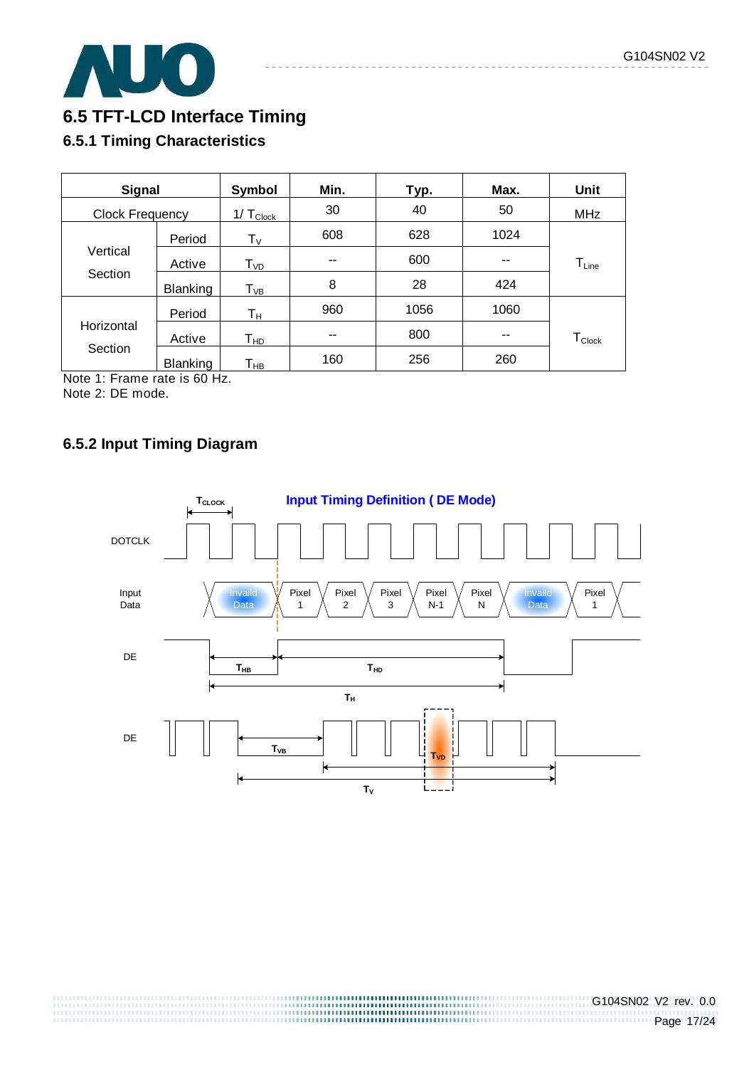## 6.5 TFT-LCD Interface Timing

### 6.5.1 Timing Characteristics

| Signal | | Symbol | Min. | Typ. | Max. | Unit |
|---|---|---|---|---|---|---|
| Clock Frequency | | $1/T_{Clock}$ | 30 | 40 | 50 | MHz |
| Vertical Section | Period | $T_V$ | 608 | 628 | 1024 | $T_{Line}$ |
| | Active | $T_{VD}$ | -- | 600 | -- | |
| | Blanking | $T_{VB}$ | 8 | 28 | 424 | |
| Horizontal Section | Period | $T_H$ | 960 | 1056 | 1060 | $T_{Clock}$ |
| | Active | $T_{HD}$ | -- | 800 | -- | |
| | Blanking | $T_{HB}$ | 160 | 256 | 260 | |

Note 1: Frame rate is 60 Hz.
Note 2: DE mode.

### 6.5.2 Input Timing Diagram

**Input Timing Definition ( DE Mode)**

$T_{CLOCK}$

DOTCLK

Input Data: Invaild Data | Pixel 1 | Pixel 2 | Pixel 3 | Pixel N-1 | Pixel N | Invaild Data | Pixel 1

DE: $T_{HB}$, $T_{HD}$, $T_H$

DE: $T_{VB}$, $T_{VD}$, $T_V$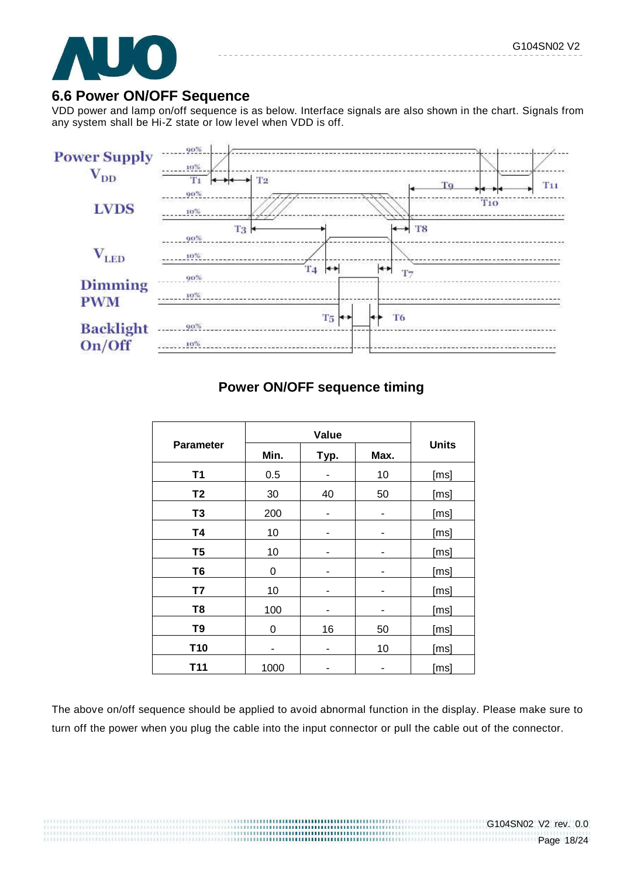## 6.6 Power ON/OFF Sequence

VDD power and lamp on/off sequence is as below. Interface signals are also shown in the chart. Signals from any system shall be Hi-Z state or low level when VDD is off.

**Power ON/OFF sequence timing**

| Parameter | Value | | | Units |
|---|---|---|---|---|
| | Min. | Typ. | Max. | |
| T1 | 0.5 | - | 10 | [ms] |
| T2 | 30 | 40 | 50 | [ms] |
| T3 | 200 | - | - | [ms] |
| T4 | 10 | - | - | [ms] |
| T5 | 10 | - | - | [ms] |
| T6 | 0 | - | - | [ms] |
| T7 | 10 | - | - | [ms] |
| T8 | 100 | - | - | [ms] |
| T9 | 0 | 16 | 50 | [ms] |
| T10 | - | - | 10 | [ms] |
| T11 | 1000 | - | - | [ms] |

The above on/off sequence should be applied to avoid abnormal function in the display. Please make sure to turn off the power when you plug the cable into the input connector or pull the cable out of the connector.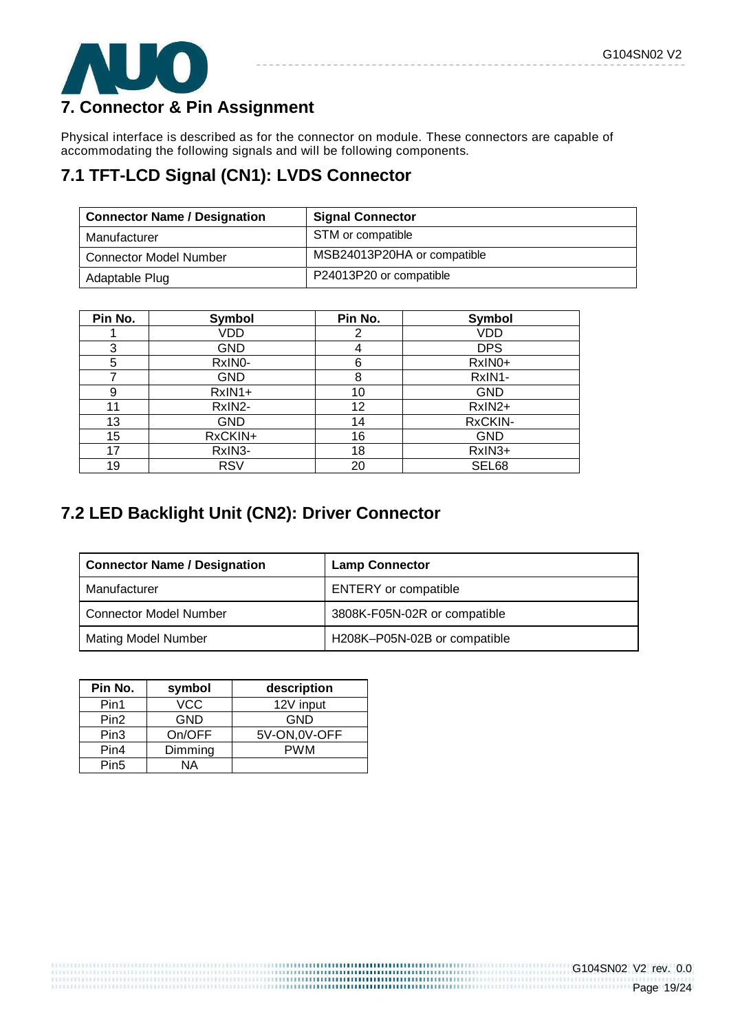# 7. Connector & Pin Assignment

Physical interface is described as for the connector on module. These connectors are capable of accommodating the following signals and will be following components.

## 7.1 TFT-LCD Signal (CN1): LVDS Connector

| Connector Name / Designation | Signal Connector |
|---|---|
| Manufacturer | STM or compatible |
| Connector Model Number | MSB24013P20HA or compatible |
| Adaptable Plug | P24013P20 or compatible |

| Pin No. | Symbol | Pin No. | Symbol |
|---|---|---|---|
| 1 | VDD | 2 | VDD |
| 3 | GND | 4 | DPS |
| 5 | RxIN0- | 6 | RxIN0+ |
| 7 | GND | 8 | RxIN1- |
| 9 | RxIN1+ | 10 | GND |
| 11 | RxIN2- | 12 | RxIN2+ |
| 13 | GND | 14 | RxCKIN- |
| 15 | RxCKIN+ | 16 | GND |
| 17 | RxIN3- | 18 | RxIN3+ |
| 19 | RSV | 20 | SEL68 |

## 7.2 LED Backlight Unit (CN2): Driver Connector

| Connector Name / Designation | Lamp Connector |
|---|---|
| Manufacturer | ENTERY or compatible |
| Connector Model Number | 3808K-F05N-02R or compatible |
| Mating Model Number | H208K–P05N-02B or compatible |

| Pin No. | symbol | description |
|---|---|---|
| Pin1 | VCC | 12V input |
| Pin2 | GND | GND |
| Pin3 | On/OFF | 5V-ON,0V-OFF |
| Pin4 | Dimming | PWM |
| Pin5 | NA | |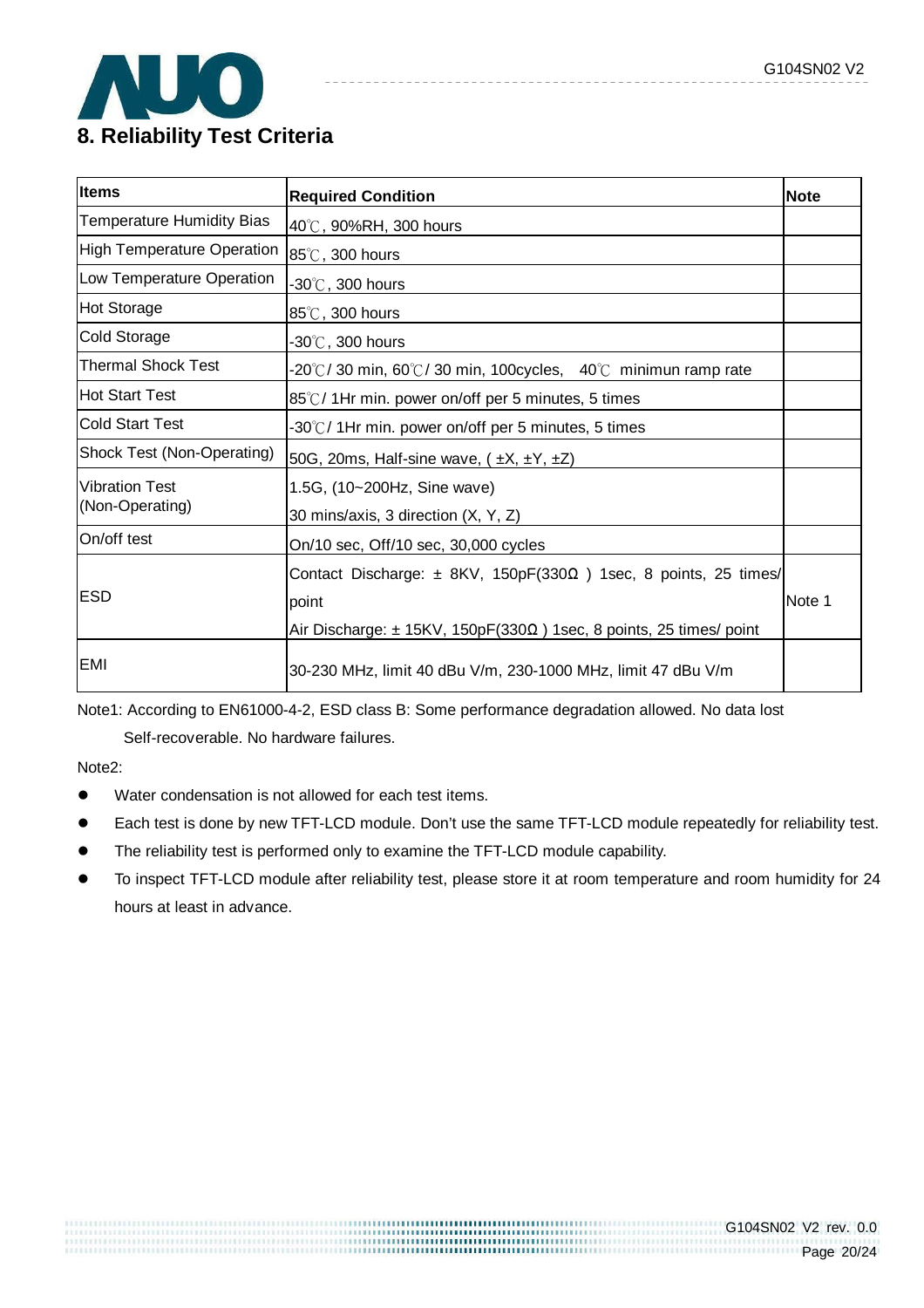# 8. Reliability Test Criteria

| Items | Required Condition | Note |
|---|---|---|
| Temperature Humidity Bias | 40℃, 90%RH, 300 hours | |
| High Temperature Operation | 85℃, 300 hours | |
| Low Temperature Operation | -30℃, 300 hours | |
| Hot Storage | 85℃, 300 hours | |
| Cold Storage | -30℃, 300 hours | |
| Thermal Shock Test | -20℃/ 30 min, 60℃/ 30 min, 100cycles, 40℃ minimun ramp rate | |
| Hot Start Test | 85℃/ 1Hr min. power on/off per 5 minutes, 5 times | |
| Cold Start Test | -30℃/ 1Hr min. power on/off per 5 minutes, 5 times | |
| Shock Test (Non-Operating) | 50G, 20ms, Half-sine wave, ( ±X, ±Y, ±Z) | |
| Vibration Test (Non-Operating) | 1.5G, (10~200Hz, Sine wave)<br>30 mins/axis, 3 direction (X, Y, Z) | |
| On/off test | On/10 sec, Off/10 sec, 30,000 cycles | |
| ESD | Contact Discharge: ± 8KV, 150pF(330Ω ) 1sec, 8 points, 25 times/ point<br>Air Discharge: ± 15KV, 150pF(330Ω ) 1sec, 8 points, 25 times/ point | Note 1 |
| EMI | 30-230 MHz, limit 40 dBu V/m, 230-1000 MHz, limit 47 dBu V/m | |

Note1: According to EN61000-4-2, ESD class B: Some performance degradation allowed. No data lost Self-recoverable. No hardware failures.

Note2:

- Water condensation is not allowed for each test items.
- Each test is done by new TFT-LCD module. Don't use the same TFT-LCD module repeatedly for reliability test.
- The reliability test is performed only to examine the TFT-LCD module capability.
- To inspect TFT-LCD module after reliability test, please store it at room temperature and room humidity for 24 hours at least in advance.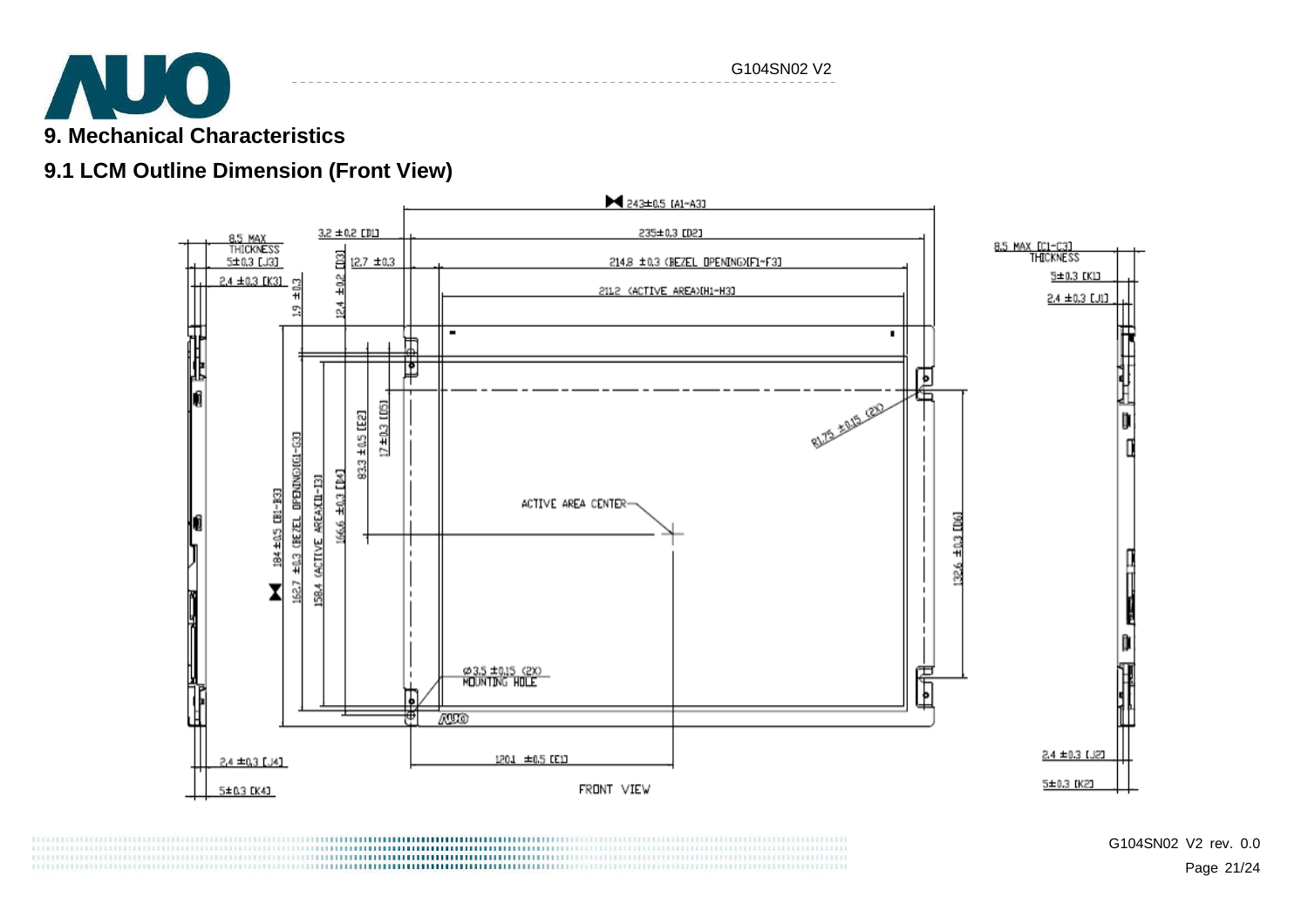# 9. Mechanical Characteristics

## 9.1 LCM Outline Dimension (Front View)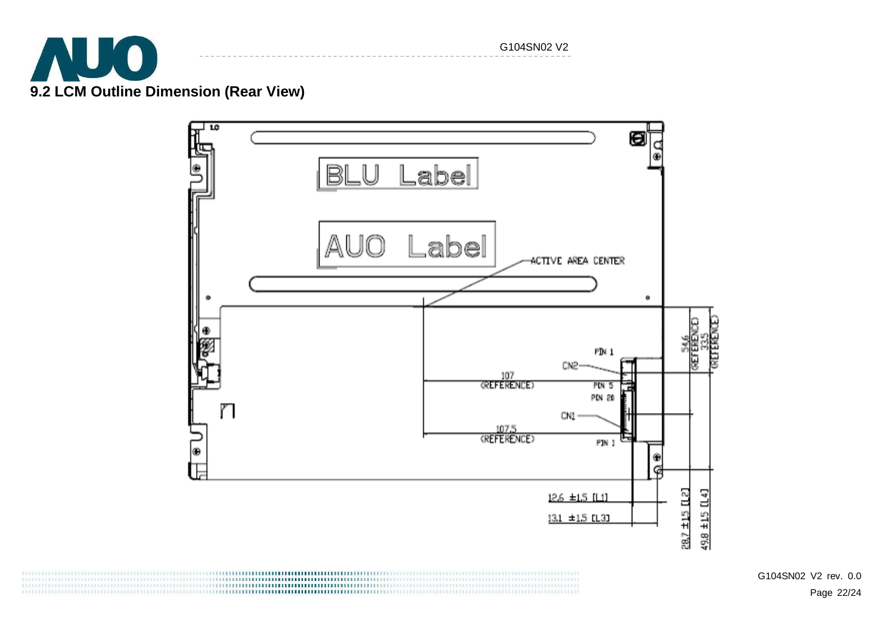## 9.2 LCM Outline Dimension (Rear View)

BLU Label

AUO Label

ACTIVE AREA CENTER

PIN 1

CN2

107 (REFERENCE)

PIN 5

PIN 20

CN1

107.5 (REFERENCE)

PIN 1

54.6 (REFERENCE)

33.5 (REFERENCE)

12.6 ±1.5 [L1]

13.1 ±1.5 [L3]

28.7 ±1.5 [L2]

49.8 ±1.5 [L4]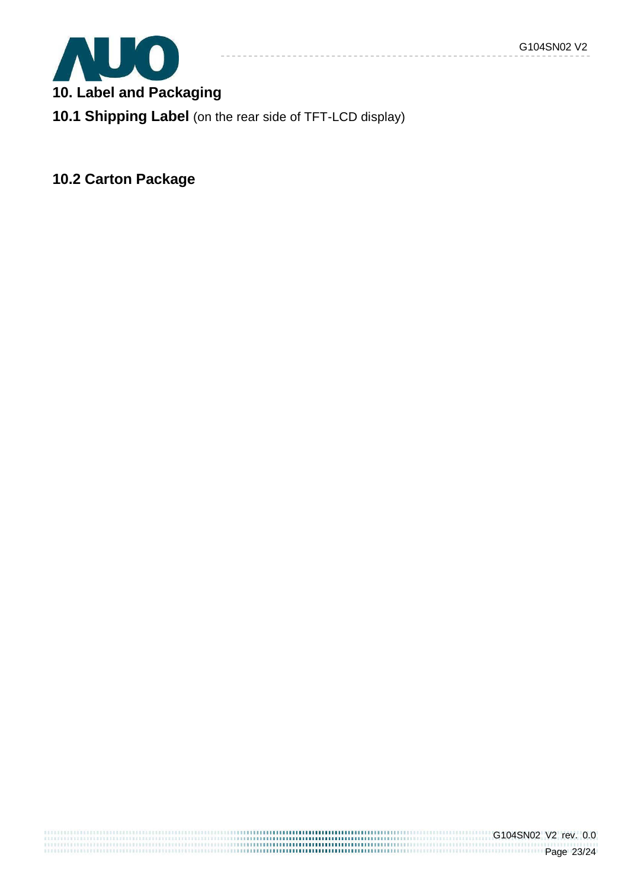## 10. Label and Packaging

### 10.1 Shipping Label (on the rear side of TFT-LCD display)

### 10.2 Carton Package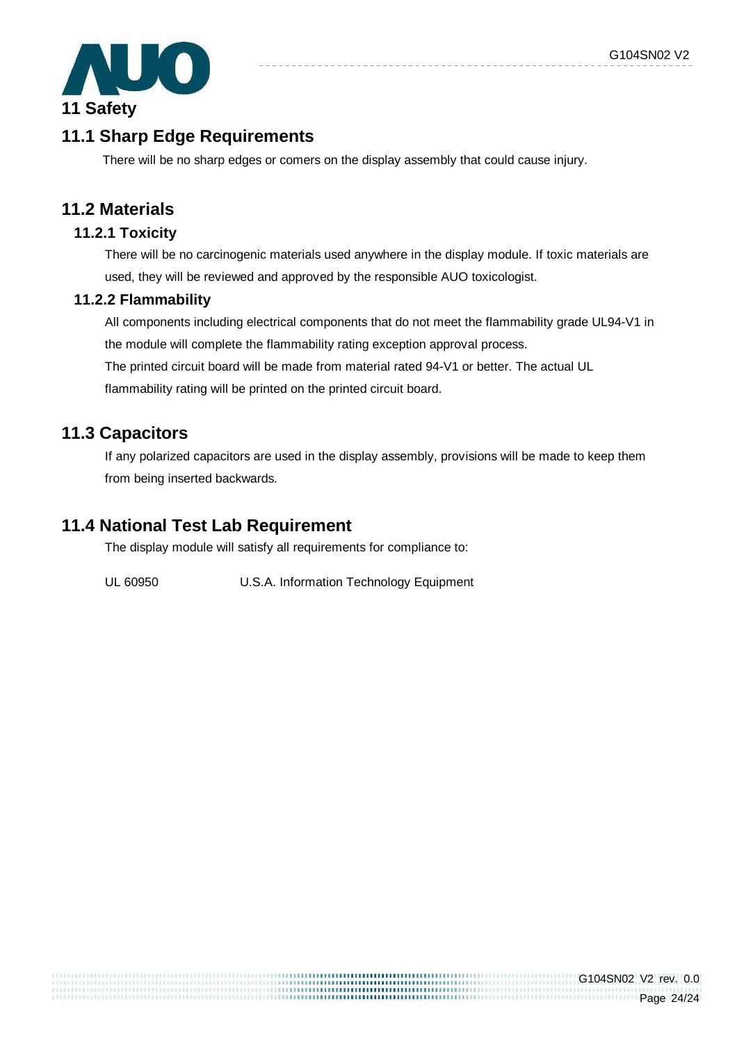# 11 Safety

## 11.1 Sharp Edge Requirements

There will be no sharp edges or comers on the display assembly that could cause injury.

## 11.2 Materials

### 11.2.1 Toxicity

There will be no carcinogenic materials used anywhere in the display module. If toxic materials are used, they will be reviewed and approved by the responsible AUO toxicologist.

### 11.2.2 Flammability

All components including electrical components that do not meet the flammability grade UL94-V1 in the module will complete the flammability rating exception approval process.

The printed circuit board will be made from material rated 94-V1 or better. The actual UL flammability rating will be printed on the printed circuit board.

## 11.3 Capacitors

If any polarized capacitors are used in the display assembly, provisions will be made to keep them from being inserted backwards.

## 11.4 National Test Lab Requirement

The display module will satisfy all requirements for compliance to:

| | |
|---|---|
| UL 60950 | U.S.A. Information Technology Equipment |